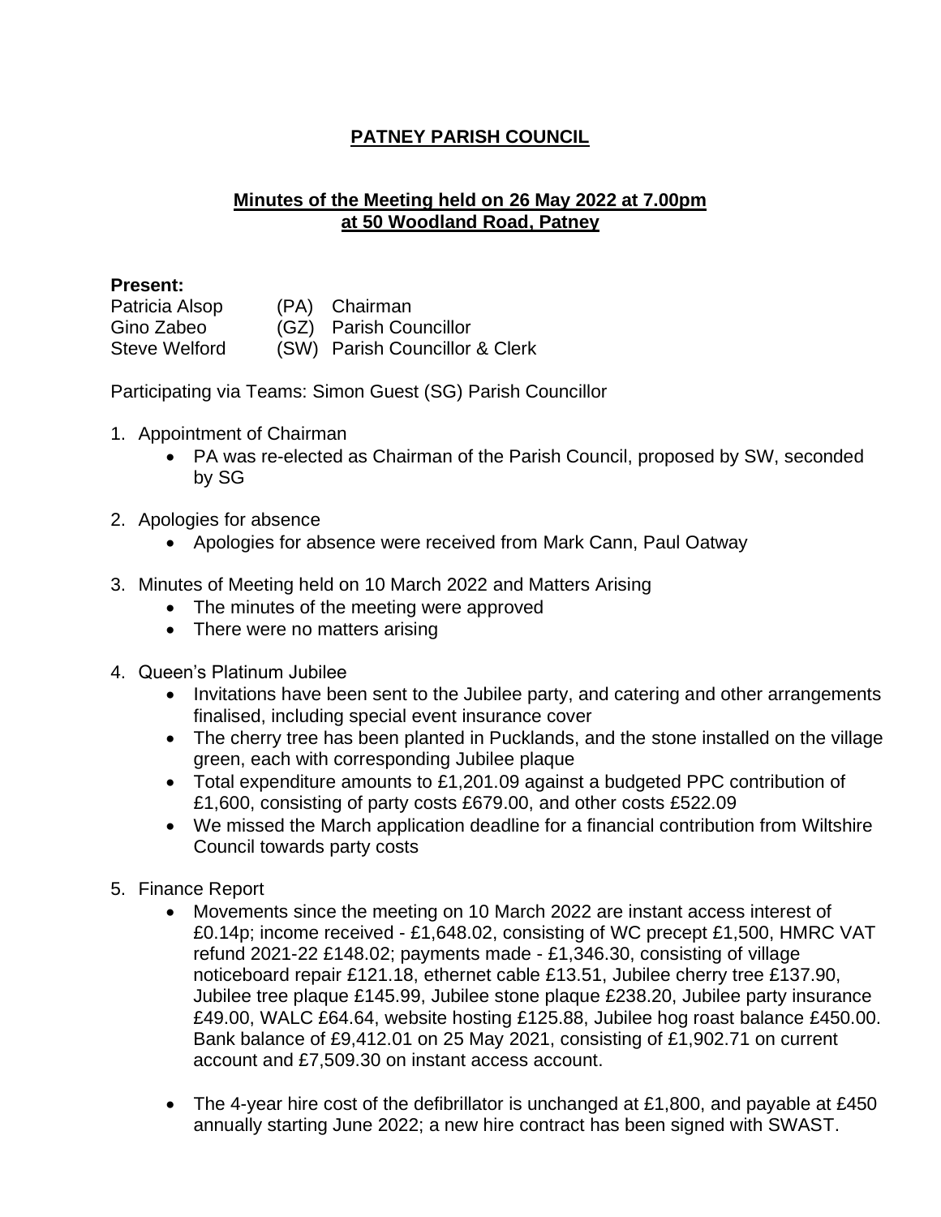# PATNEY PARISH COUNCIL

## Minutes of the Meeting held on 26 May 2022 at 7.00pm at 50 Woodland Road, Patney

**Present:**

| | | |
|---|---|---|
| Patricia Alsop | (PA) | Chairman |
| Gino Zabeo | (GZ) | Parish Councillor |
| Steve Welford | (SW) | Parish Councillor & Clerk |

Participating via Teams: Simon Guest (SG) Parish Councillor

1. Appointment of Chairman
   - PA was re-elected as Chairman of the Parish Council, proposed by SW, seconded by SG

2. Apologies for absence
   - Apologies for absence were received from Mark Cann, Paul Oatway

3. Minutes of Meeting held on 10 March 2022 and Matters Arising
   - The minutes of the meeting were approved
   - There were no matters arising

4. Queen's Platinum Jubilee
   - Invitations have been sent to the Jubilee party, and catering and other arrangements finalised, including special event insurance cover
   - The cherry tree has been planted in Pucklands, and the stone installed on the village green, each with corresponding Jubilee plaque
   - Total expenditure amounts to £1,201.09 against a budgeted PPC contribution of £1,600, consisting of party costs £679.00, and other costs £522.09
   - We missed the March application deadline for a financial contribution from Wiltshire Council towards party costs

5. Finance Report
   - Movements since the meeting on 10 March 2022 are instant access interest of £0.14p; income received - £1,648.02, consisting of WC precept £1,500, HMRC VAT refund 2021-22 £148.02; payments made - £1,346.30, consisting of village noticeboard repair £121.18, ethernet cable £13.51, Jubilee cherry tree £137.90, Jubilee tree plaque £145.99, Jubilee stone plaque £238.20, Jubilee party insurance £49.00, WALC £64.64, website hosting £125.88, Jubilee hog roast balance £450.00. Bank balance of £9,412.01 on 25 May 2021, consisting of £1,902.71 on current account and £7,509.30 on instant access account.

   - The 4-year hire cost of the defibrillator is unchanged at £1,800, and payable at £450 annually starting June 2022; a new hire contract has been signed with SWAST.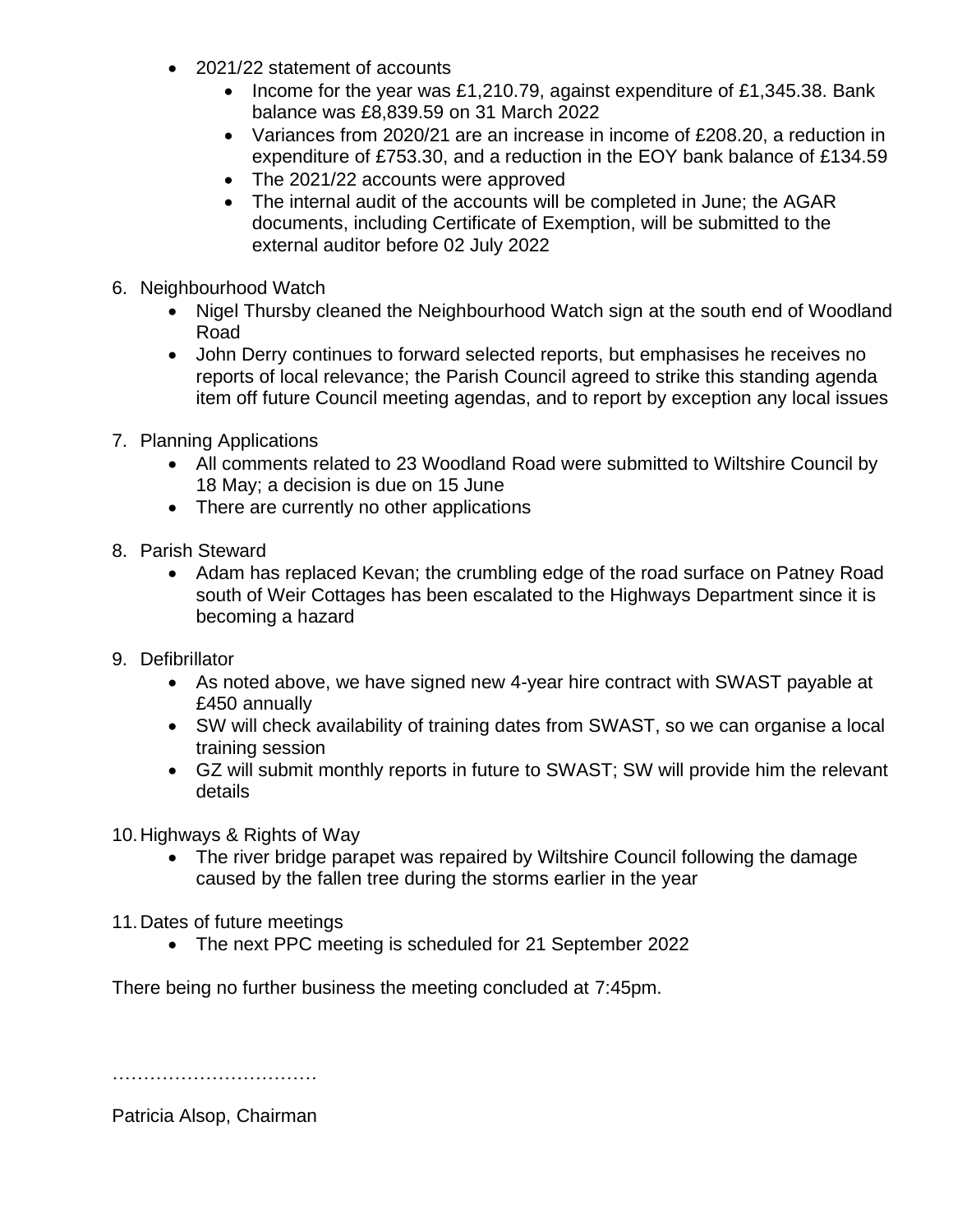- 2021/22 statement of accounts
  - Income for the year was £1,210.79, against expenditure of £1,345.38. Bank balance was £8,839.59 on 31 March 2022
  - Variances from 2020/21 are an increase in income of £208.20, a reduction in expenditure of £753.30, and a reduction in the EOY bank balance of £134.59
  - The 2021/22 accounts were approved
  - The internal audit of the accounts will be completed in June; the AGAR documents, including Certificate of Exemption, will be submitted to the external auditor before 02 July 2022

6. Neighbourhood Watch
   - Nigel Thursby cleaned the Neighbourhood Watch sign at the south end of Woodland Road
   - John Derry continues to forward selected reports, but emphasises he receives no reports of local relevance; the Parish Council agreed to strike this standing agenda item off future Council meeting agendas, and to report by exception any local issues

7. Planning Applications
   - All comments related to 23 Woodland Road were submitted to Wiltshire Council by 18 May; a decision is due on 15 June
   - There are currently no other applications

8. Parish Steward
   - Adam has replaced Kevan; the crumbling edge of the road surface on Patney Road south of Weir Cottages has been escalated to the Highways Department since it is becoming a hazard

9. Defibrillator
   - As noted above, we have signed new 4-year hire contract with SWAST payable at £450 annually
   - SW will check availability of training dates from SWAST, so we can organise a local training session
   - GZ will submit monthly reports in future to SWAST; SW will provide him the relevant details

10. Highways & Rights of Way
    - The river bridge parapet was repaired by Wiltshire Council following the damage caused by the fallen tree during the storms earlier in the year

11. Dates of future meetings
    - The next PPC meeting is scheduled for 21 September 2022

There being no further business the meeting concluded at 7:45pm.

……………………………

Patricia Alsop, Chairman